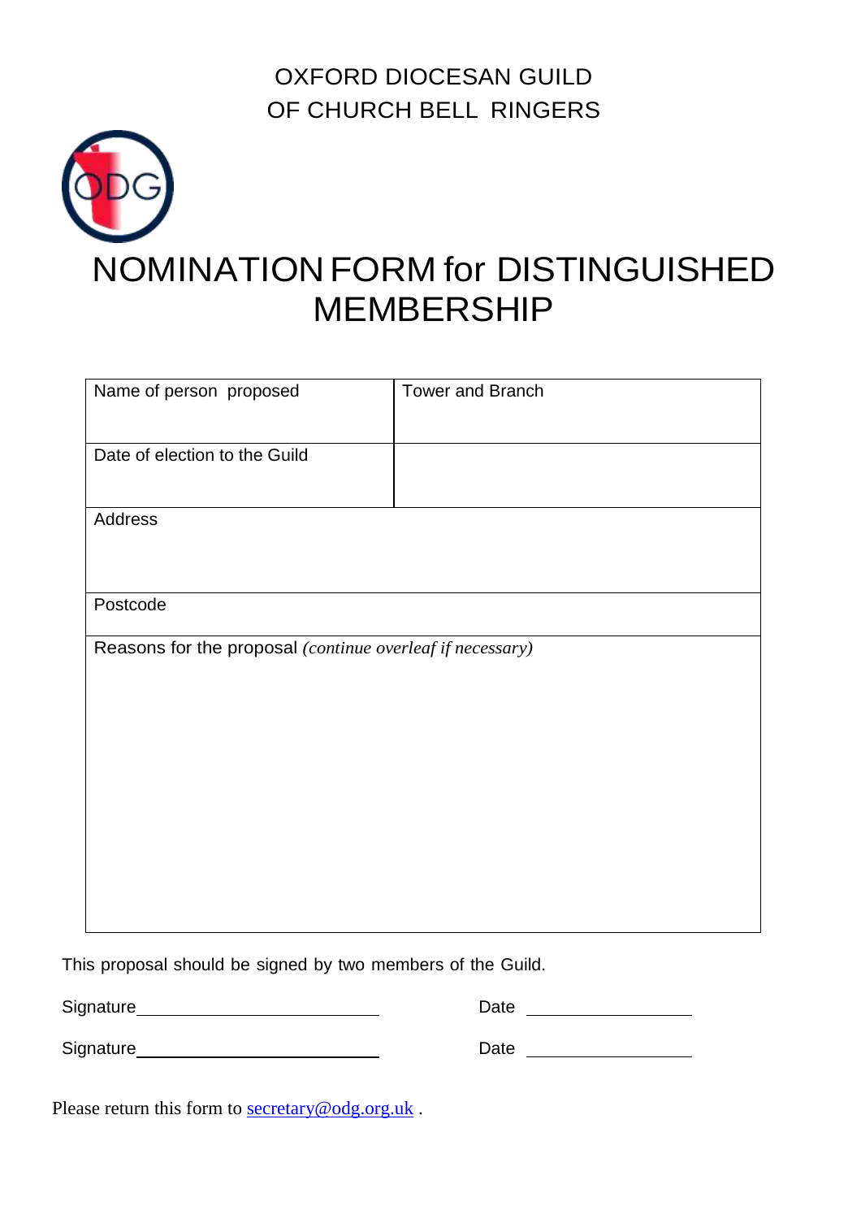OXFORD DIOCESAN GUILD
OF CHURCH BELL RINGERS

# NOMINATION FORM for DISTINGUISHED MEMBERSHIP

| Name of person proposed | Tower and Branch |
|---|---|
| Date of election to the Guild | |
| Address | |
| Postcode | |
| Reasons for the proposal *(continue overleaf if necessary)* | |

This proposal should be signed by two members of the Guild.

Signature\_\_\_\_\_\_\_\_\_\_\_\_\_\_\_\_\_\_\_\_\_\_\_\_\_\_ Date \_\_\_\_\_\_\_\_\_\_\_\_\_\_\_\_\_\_

Signature\_\_\_\_\_\_\_\_\_\_\_\_\_\_\_\_\_\_\_\_\_\_\_\_\_\_ Date \_\_\_\_\_\_\_\_\_\_\_\_\_\_\_\_\_\_

Please return this form to secretary@odg.org.uk .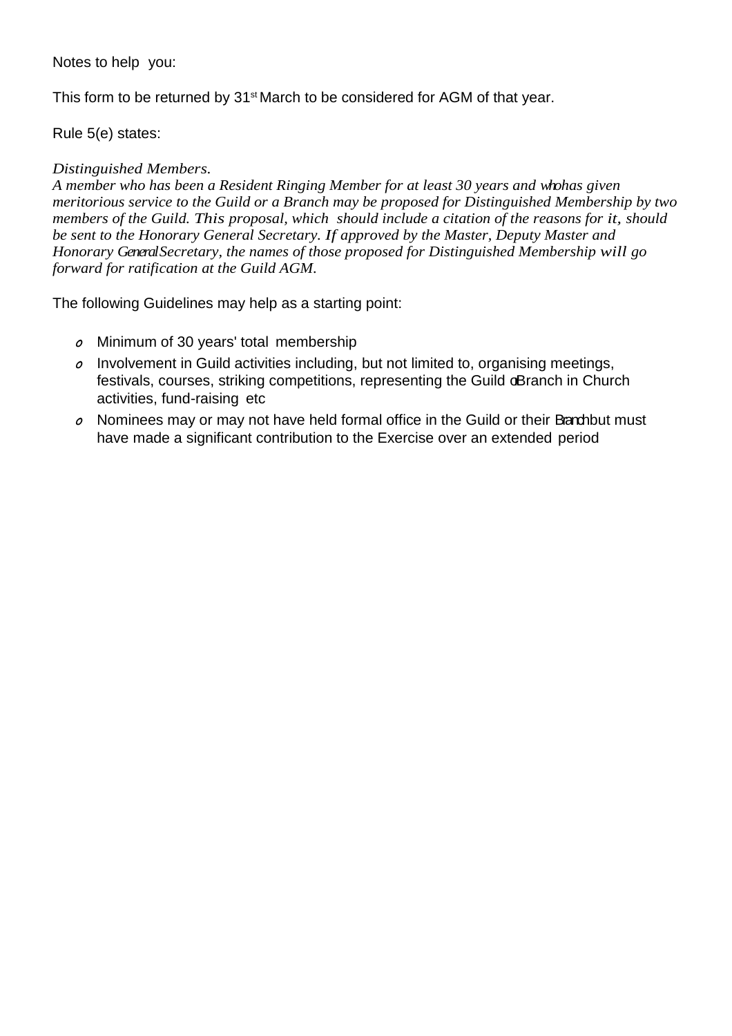Notes to help you:

This form to be returned by 31st March to be considered for AGM of that year.

Rule 5(e) states:

*Distinguished Members.*
*A member who has been a Resident Ringing Member for at least 30 years and who has given meritorious service to the Guild or a Branch may be proposed for Distinguished Membership by two members of the Guild. This proposal, which should include a citation of the reasons for it, should be sent to the Honorary General Secretary. If approved by the Master, Deputy Master and Honorary General Secretary, the names of those proposed for Distinguished Membership will go forward for ratification at the Guild AGM.*

The following Guidelines may help as a starting point:

- Minimum of 30 years' total membership
- Involvement in Guild activities including, but not limited to, organising meetings, festivals, courses, striking competitions, representing the Guild or Branch in Church activities, fund-raising etc
- Nominees may or may not have held formal office in the Guild or their Branch but must have made a significant contribution to the Exercise over an extended period